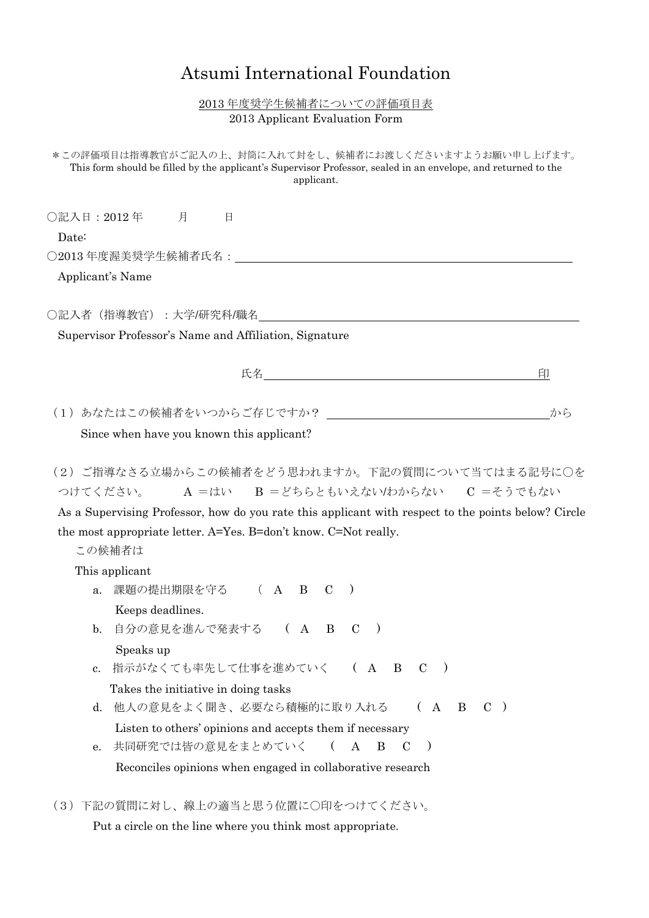# Atsumi International Foundation

2013 年度奨学生候補者についての評価項目表
2013 Applicant Evaluation Form

＊この評価項目は指導教官がご記入の上、封筒に入れて封をし、候補者にお渡しくださいますようお願い申し上げます。
This form should be filled by the applicant's Supervisor Professor, sealed in an envelope, and returned to the applicant.

○記入日：2012 年　　月　　日
Date:

○2013 年度渥美奨学生候補者氏名：＿＿＿＿＿＿＿＿＿＿＿＿＿＿＿＿＿＿＿＿＿＿＿＿
Applicant's Name

○記入者（指導教官）：大学/研究科/職名＿＿＿＿＿＿＿＿＿＿＿＿＿＿＿＿＿＿＿＿＿＿＿＿
Supervisor Professor's Name and Affiliation, Signature

氏名＿＿＿＿＿＿＿＿＿＿＿＿＿＿＿＿＿＿＿＿＿＿＿＿印

（1）あなたはこの候補者をいつからご存じですか？＿＿＿＿＿＿＿＿＿＿＿＿＿＿＿＿から
Since when have you known this applicant?

（2）ご指導なさる立場からこの候補者をどう思われますか。下記の質問について当てはまる記号に○をつけてください。　A ＝はい　B ＝どちらともいえない/わからない　C ＝そうでもない
As a Supervising Professor, how do you rate this applicant with respect to the points below? Circle the most appropriate letter. A=Yes. B=don't know. C=Not really.

この候補者は
This applicant

a. 課題の提出期限を守る　（ A　B　C ）
Keeps deadlines.

b. 自分の意見を進んで発表する　（ A　B　C ）
Speaks up

c. 指示がなくても率先して仕事を進めていく　（ A　B　C ）
Takes the initiative in doing tasks

d. 他人の意見をよく聞き、必要なら積極的に取り入れる　（ A　B　C ）
Listen to others' opinions and accepts them if necessary

e. 共同研究では皆の意見をまとめていく　（ A　B　C ）
Reconciles opinions when engaged in collaborative research

（3）下記の質問に対し、線上の適当と思う位置に○印をつけてください。
Put a circle on the line where you think most appropriate.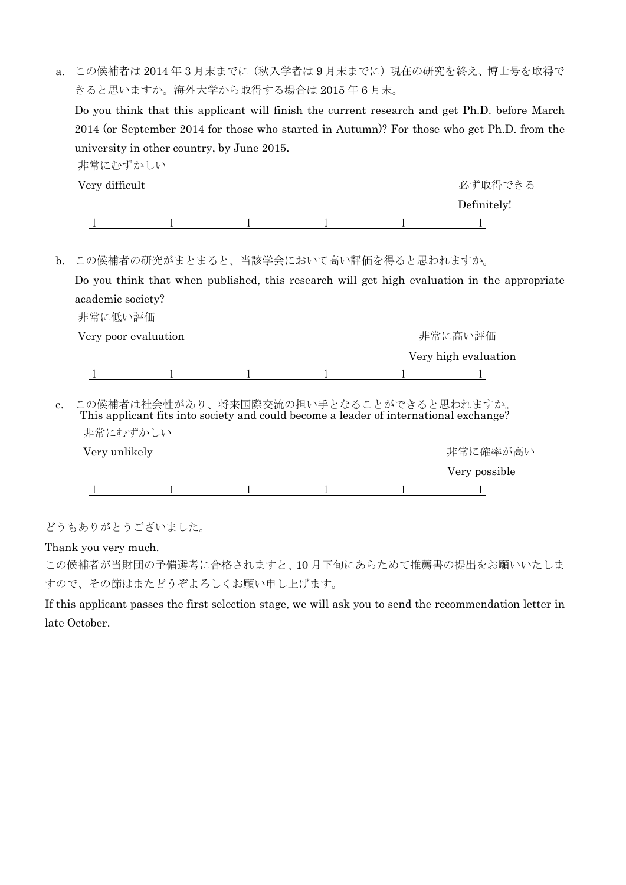a. この候補者は 2014 年 3 月末までに（秋入学者は 9 月末までに）現在の研究を終え、博士号を取得できると思いますか。海外大学から取得する場合は 2015 年 6 月末。

Do you think that this applicant will finish the current research and get Ph.D. before March 2014 (or September 2014 for those who started in Autumn)? For those who get Ph.D. from the university in other country, by June 2015.

非常にむずかしい
Very difficult

必ず取得できる
Definitely!

l　　l　　l　　l　　l　　l

b. この候補者の研究がまとまると、当該学会において高い評価を得ると思われますか。

Do you think that when published, this research will get high evaluation in the appropriate academic society?

非常に低い評価
Very poor evaluation

非常に高い評価
Very high evaluation

l　　l　　l　　l　　l　　l

c. この候補者は社会性があり、将来国際交流の担い手となることができると思われますか。
This applicant fits into society and could become a leader of international exchange?

非常にむずかしい
Very unlikely

非常に確率が高い
Very possible

l　　l　　l　　l　　l　　l

どうもありがとうございました。

Thank you very much.

この候補者が当財団の予備選考に合格されますと、10 月下旬にあらためて推薦書の提出をお願いいたしますので、その節はまたどうぞよろしくお願い申し上げます。

If this applicant passes the first selection stage, we will ask you to send the recommendation letter in late October.